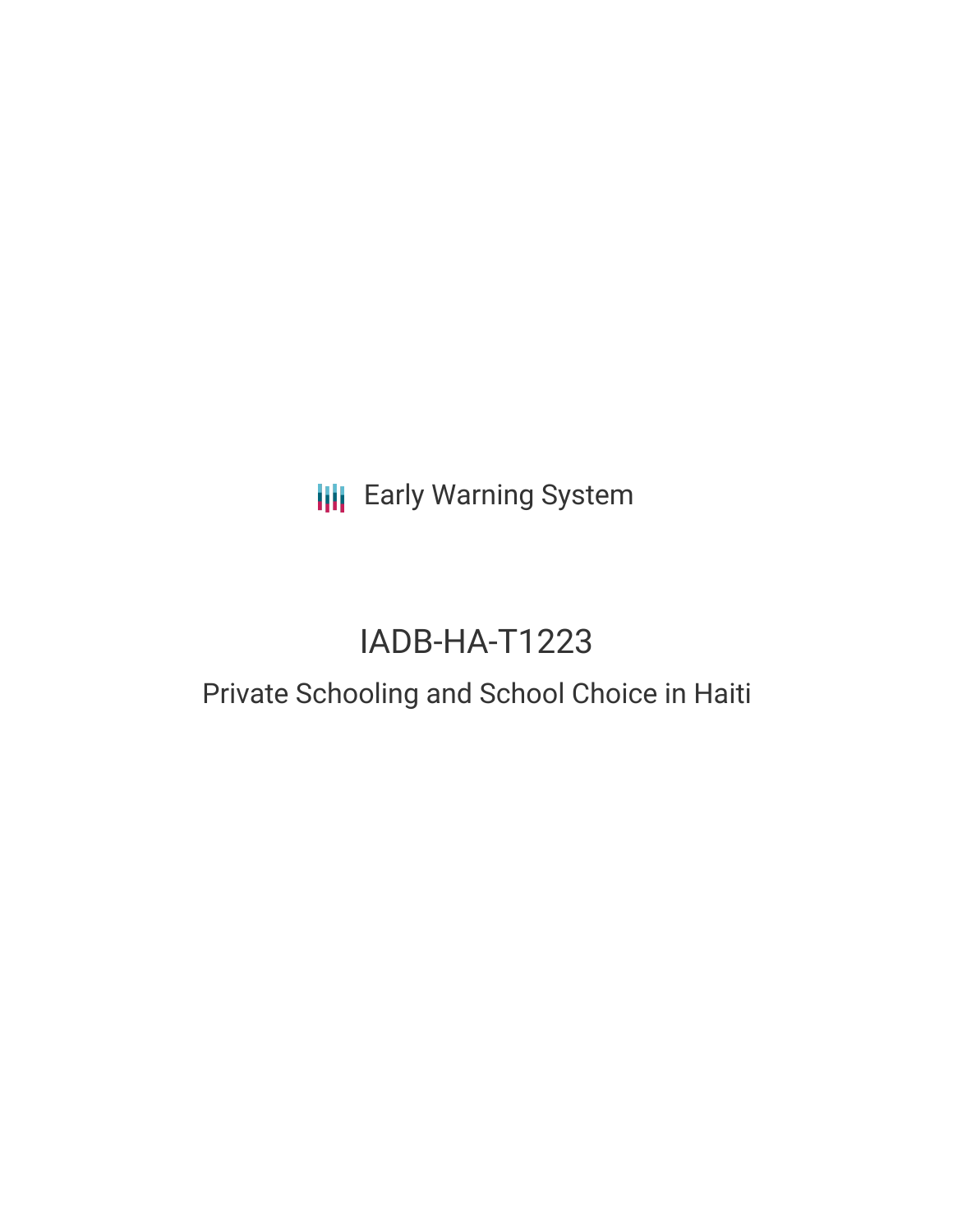Early Warning System

# IADB-HA-T1223

## Private Schooling and School Choice in Haiti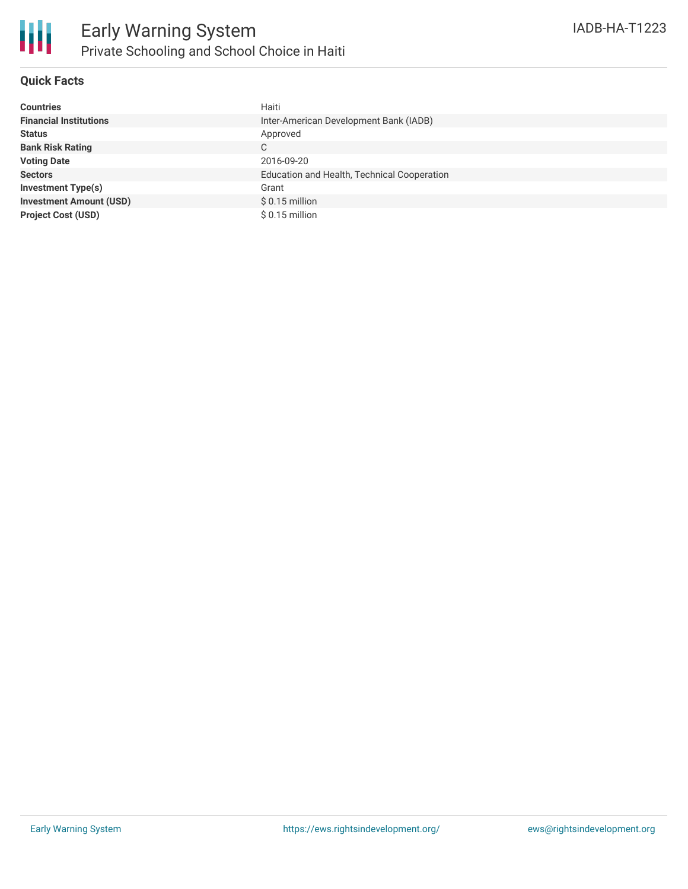# Early Warning System

## Private Schooling and School Choice in Haiti

IADB-HA-T1223

### Quick Facts

| | |
|---|---|
| **Countries** | Haiti |
| **Financial Institutions** | Inter-American Development Bank (IADB) |
| **Status** | Approved |
| **Bank Risk Rating** | C |
| **Voting Date** | 2016-09-20 |
| **Sectors** | Education and Health, Technical Cooperation |
| **Investment Type(s)** | Grant |
| **Investment Amount (USD)** | $ 0.15 million |
| **Project Cost (USD)** | $ 0.15 million |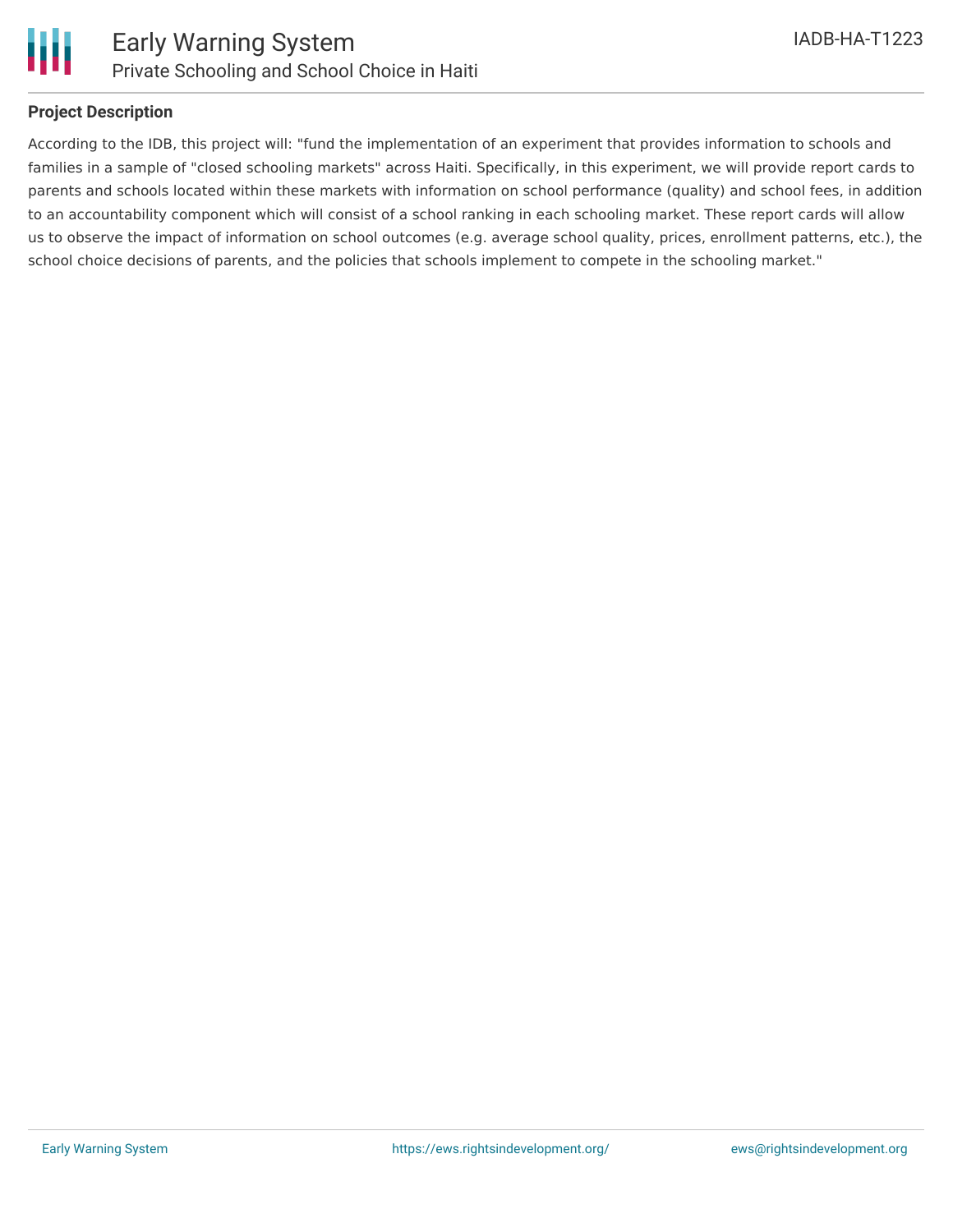## Project Description

According to the IDB, this project will: "fund the implementation of an experiment that provides information to schools and families in a sample of "closed schooling markets" across Haiti. Specifically, in this experiment, we will provide report cards to parents and schools located within these markets with information on school performance (quality) and school fees, in addition to an accountability component which will consist of a school ranking in each schooling market. These report cards will allow us to observe the impact of information on school outcomes (e.g. average school quality, prices, enrollment patterns, etc.), the school choice decisions of parents, and the policies that schools implement to compete in the schooling market."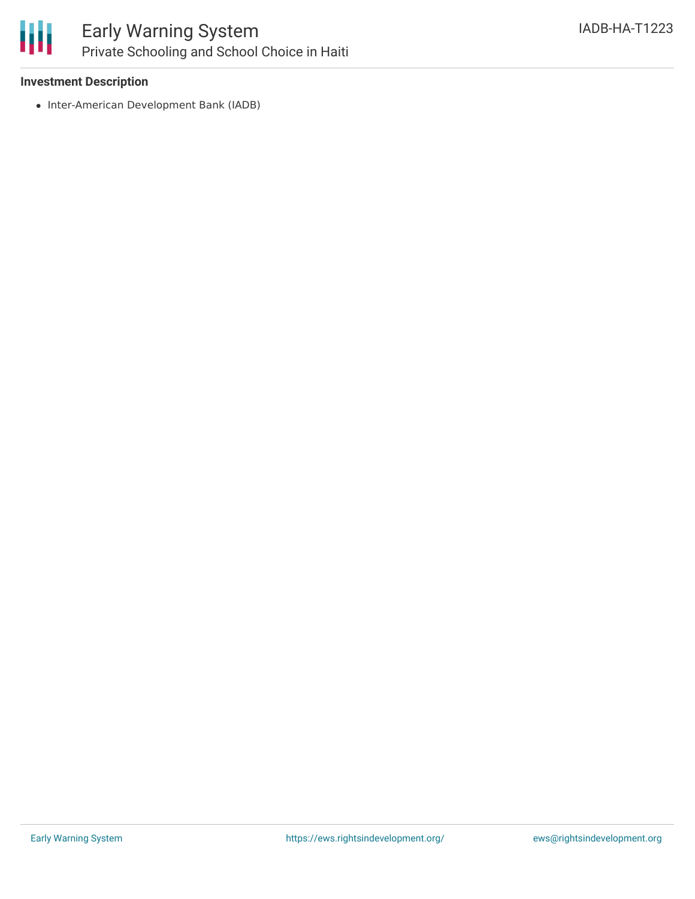**Investment Description**

- Inter-American Development Bank (IADB)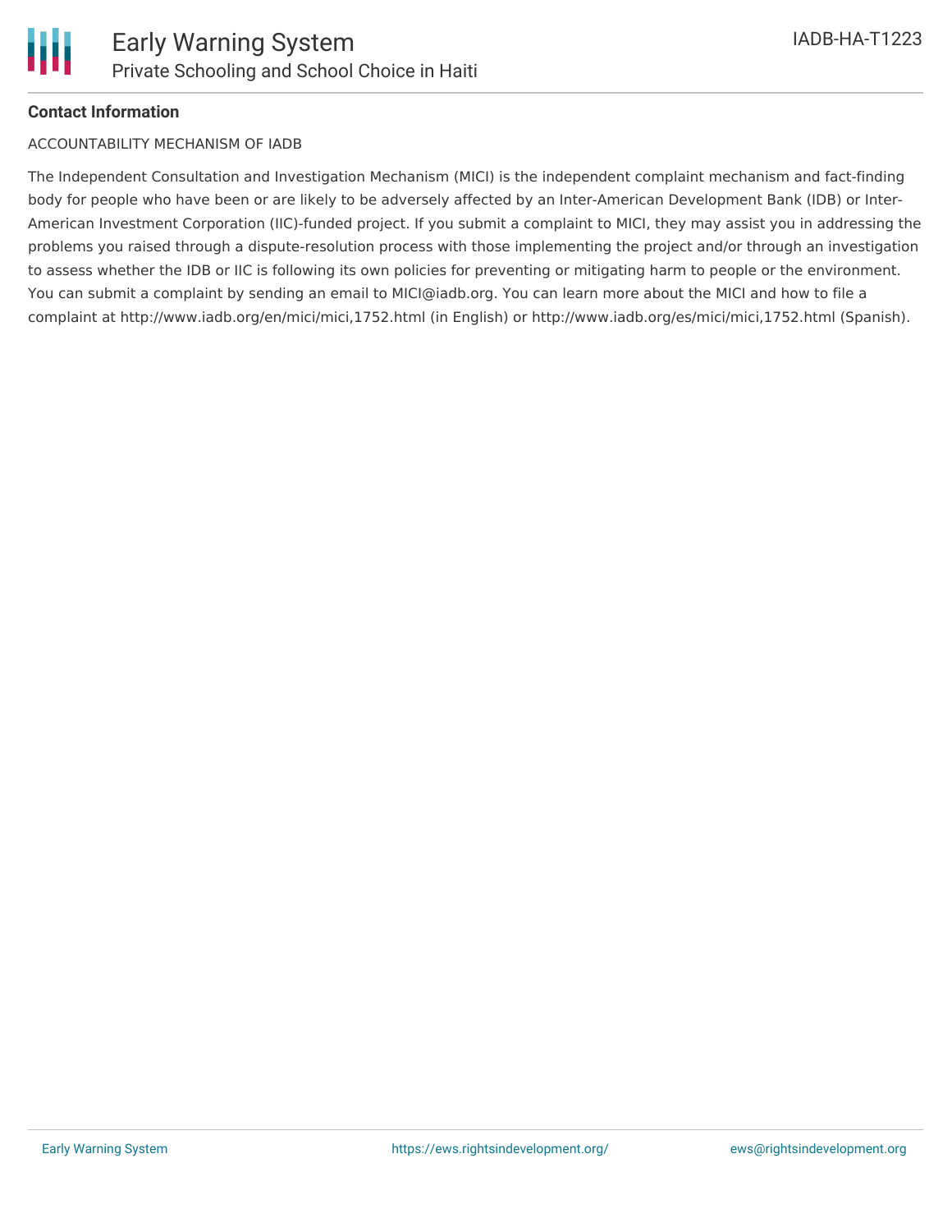**Contact Information**

ACCOUNTABILITY MECHANISM OF IADB

The Independent Consultation and Investigation Mechanism (MICI) is the independent complaint mechanism and fact-finding body for people who have been or are likely to be adversely affected by an Inter-American Development Bank (IDB) or Inter-American Investment Corporation (IIC)-funded project. If you submit a complaint to MICI, they may assist you in addressing the problems you raised through a dispute-resolution process with those implementing the project and/or through an investigation to assess whether the IDB or IIC is following its own policies for preventing or mitigating harm to people or the environment. You can submit a complaint by sending an email to MICI@iadb.org. You can learn more about the MICI and how to file a complaint at http://www.iadb.org/en/mici/mici,1752.html (in English) or http://www.iadb.org/es/mici/mici,1752.html (Spanish).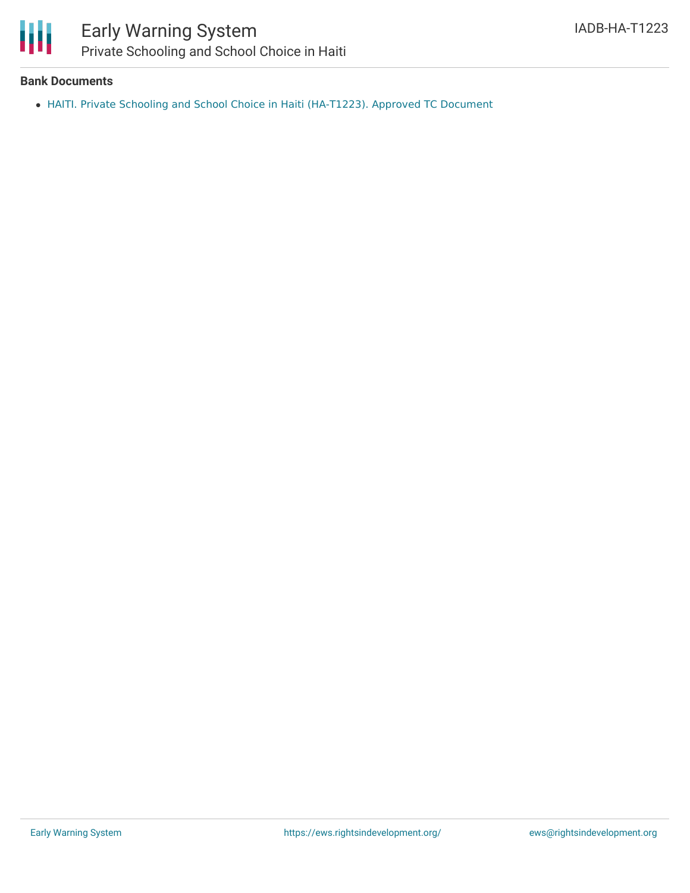**Bank Documents**

- HAITI. Private Schooling and School Choice in Haiti (HA-T1223). Approved TC Document